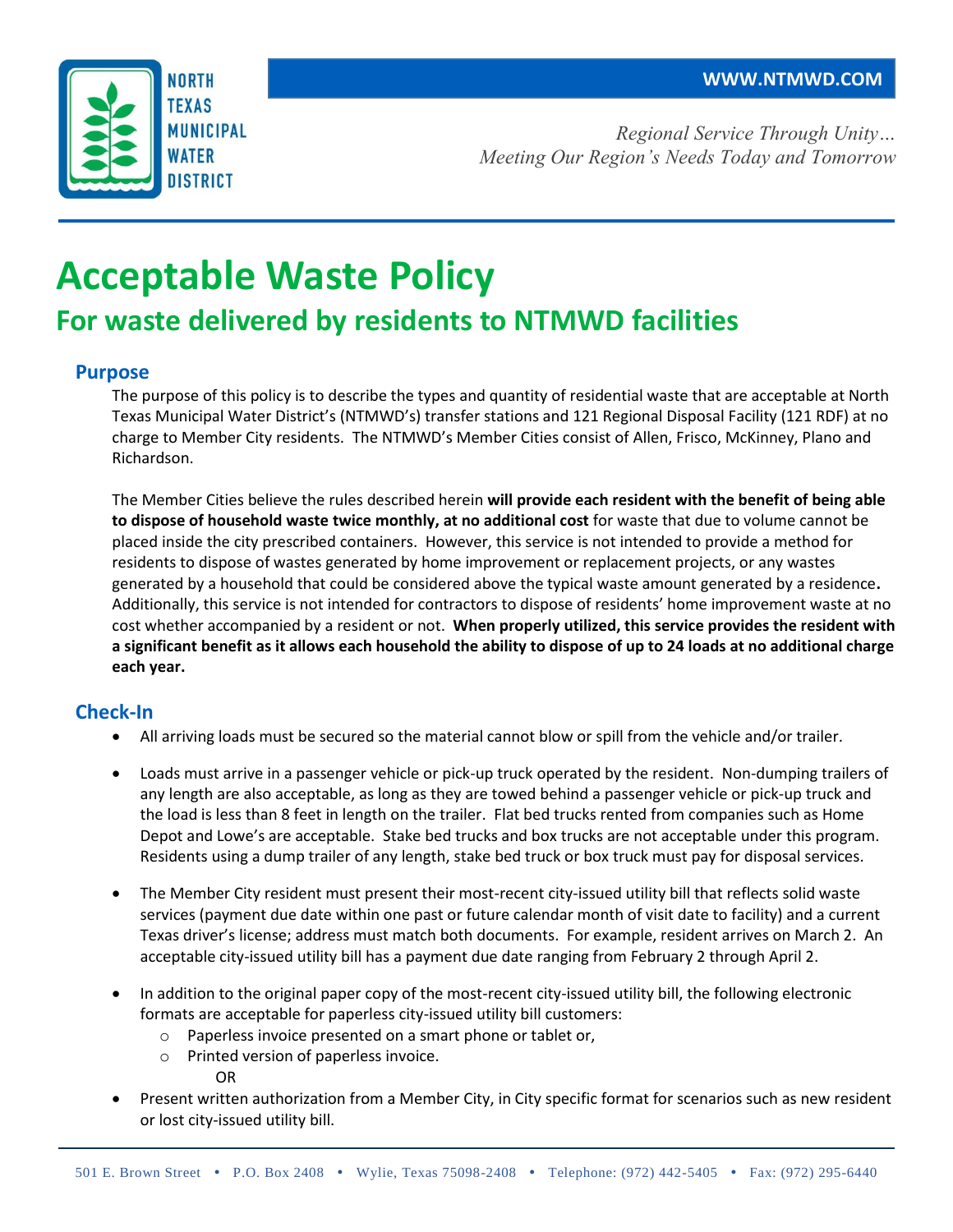NORTH TEXAS MUNICIPAL WATER DISTRICT

**WWW.NTMWD.COM**

*Regional Service Through Unity…*
*Meeting Our Region's Needs Today and Tomorrow*

# Acceptable Waste Policy

## For waste delivered by residents to NTMWD facilities

### Purpose

The purpose of this policy is to describe the types and quantity of residential waste that are acceptable at North Texas Municipal Water District's (NTMWD's) transfer stations and 121 Regional Disposal Facility (121 RDF) at no charge to Member City residents. The NTMWD's Member Cities consist of Allen, Frisco, McKinney, Plano and Richardson.

The Member Cities believe the rules described herein **will provide each resident with the benefit of being able to dispose of household waste twice monthly, at no additional cost** for waste that due to volume cannot be placed inside the city prescribed containers. However, this service is not intended to provide a method for residents to dispose of wastes generated by home improvement or replacement projects, or any wastes generated by a household that could be considered above the typical waste amount generated by a residence**.** Additionally, this service is not intended for contractors to dispose of residents' home improvement waste at no cost whether accompanied by a resident or not. **When properly utilized, this service provides the resident with a significant benefit as it allows each household the ability to dispose of up to 24 loads at no additional charge each year.**

### Check-In

- All arriving loads must be secured so the material cannot blow or spill from the vehicle and/or trailer.
- Loads must arrive in a passenger vehicle or pick-up truck operated by the resident. Non-dumping trailers of any length are also acceptable, as long as they are towed behind a passenger vehicle or pick-up truck and the load is less than 8 feet in length on the trailer. Flat bed trucks rented from companies such as Home Depot and Lowe's are acceptable. Stake bed trucks and box trucks are not acceptable under this program. Residents using a dump trailer of any length, stake bed truck or box truck must pay for disposal services.
- The Member City resident must present their most-recent city-issued utility bill that reflects solid waste services (payment due date within one past or future calendar month of visit date to facility) and a current Texas driver's license; address must match both documents. For example, resident arrives on March 2. An acceptable city-issued utility bill has a payment due date ranging from February 2 through April 2.
- In addition to the original paper copy of the most-recent city-issued utility bill, the following electronic formats are acceptable for paperless city-issued utility bill customers:
  - Paperless invoice presented on a smart phone or tablet or,
  - Printed version of paperless invoice.

    OR
- Present written authorization from a Member City, in City specific format for scenarios such as new resident or lost city-issued utility bill.

501 E. Brown Street • P.O. Box 2408 • Wylie, Texas 75098-2408 • Telephone: (972) 442-5405 • Fax: (972) 295-6440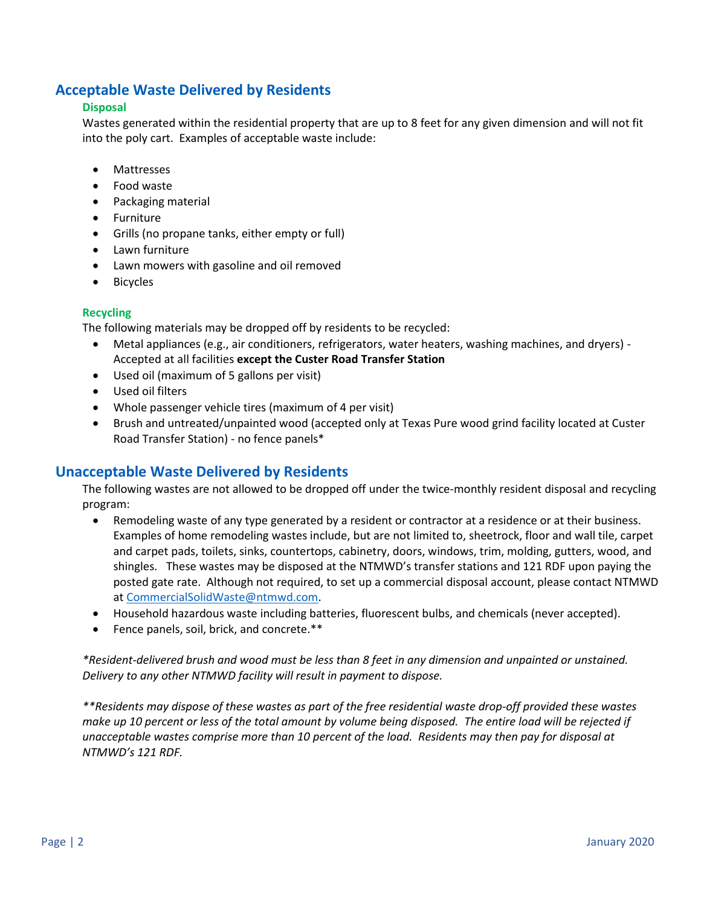## Acceptable Waste Delivered by Residents

### Disposal

Wastes generated within the residential property that are up to 8 feet for any given dimension and will not fit into the poly cart. Examples of acceptable waste include:

- Mattresses
- Food waste
- Packaging material
- Furniture
- Grills (no propane tanks, either empty or full)
- Lawn furniture
- Lawn mowers with gasoline and oil removed
- Bicycles

### Recycling

The following materials may be dropped off by residents to be recycled:

- Metal appliances (e.g., air conditioners, refrigerators, water heaters, washing machines, and dryers) - Accepted at all facilities **except the Custer Road Transfer Station**
- Used oil (maximum of 5 gallons per visit)
- Used oil filters
- Whole passenger vehicle tires (maximum of 4 per visit)
- Brush and untreated/unpainted wood (accepted only at Texas Pure wood grind facility located at Custer Road Transfer Station) - no fence panels*

## Unacceptable Waste Delivered by Residents

The following wastes are not allowed to be dropped off under the twice-monthly resident disposal and recycling program:

- Remodeling waste of any type generated by a resident or contractor at a residence or at their business. Examples of home remodeling wastes include, but are not limited to, sheetrock, floor and wall tile, carpet and carpet pads, toilets, sinks, countertops, cabinetry, doors, windows, trim, molding, gutters, wood, and shingles. These wastes may be disposed at the NTMWD's transfer stations and 121 RDF upon paying the posted gate rate. Although not required, to set up a commercial disposal account, please contact NTMWD at [CommercialSolidWaste@ntmwd.com](mailto:CommercialSolidWaste@ntmwd.com).
- Household hazardous waste including batteries, fluorescent bulbs, and chemicals (never accepted).
- Fence panels, soil, brick, and concrete.**

*\*Resident-delivered brush and wood must be less than 8 feet in any dimension and unpainted or unstained. Delivery to any other NTMWD facility will result in payment to dispose.*

*\*\*Residents may dispose of these wastes as part of the free residential waste drop-off provided these wastes make up 10 percent or less of the total amount by volume being disposed. The entire load will be rejected if unacceptable wastes comprise more than 10 percent of the load. Residents may then pay for disposal at NTMWD's 121 RDF.*